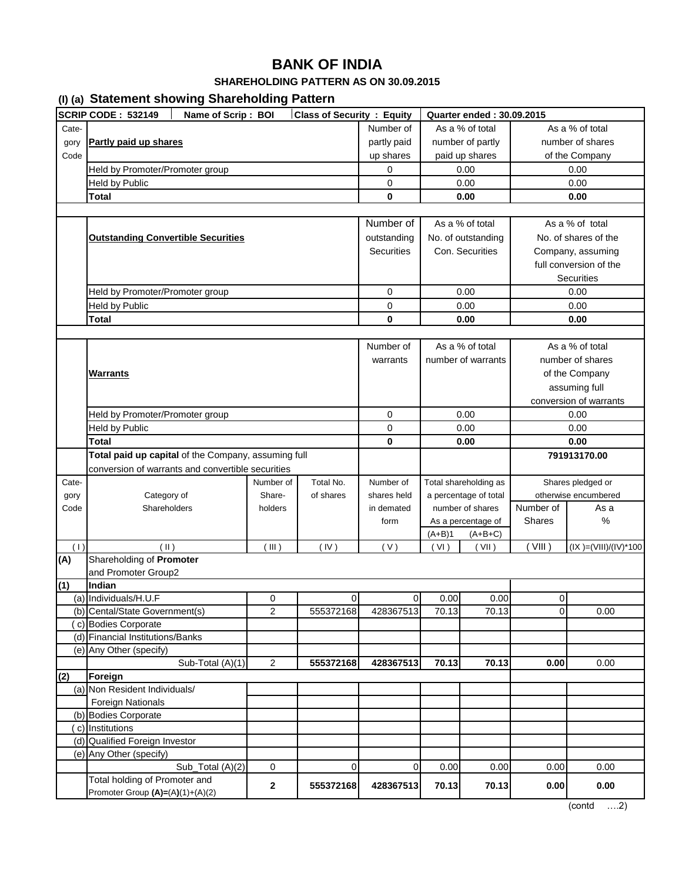# BANK OF INDIA

### SHAREHOLDING PATTERN AS ON 30.09.2015

## (I) (a) Statement showing Shareholding Pattern

| SCRIP CODE : 532149 | Name of Scrip : BOI | Class of Security : Equity | Quarter ended : 30.09.2015 |
|---|---|---|---|

| Category Code | Partly paid up shares | Number of partly paid up shares | As a % of total number of partly paid up shares | As a % of total number of shares of the Company |
|---|---|---|---|---|
| | Held by Promoter/Promoter group | 0 | 0.00 | 0.00 |
| | Held by Public | 0 | 0.00 | 0.00 |
| | **Total** | **0** | **0.00** | **0.00** |

| | Outstanding Convertible Securities | Number of outstanding Securities | As a % of total No. of outstanding Con. Securities | As a % of total No. of shares of the Company, assuming full conversion of the Securities |
|---|---|---|---|---|
| | Held by Promoter/Promoter group | 0 | 0.00 | 0.00 |
| | Held by Public | 0 | 0.00 | 0.00 |
| | **Total** | **0** | **0.00** | **0.00** |

| | Warrants | Number of warrants | As a % of total number of warrants | As a % of total number of shares of the Company assuming full conversion of warrants |
|---|---|---|---|---|
| | Held by Promoter/Promoter group | 0 | 0.00 | 0.00 |
| | Held by Public | 0 | 0.00 | 0.00 |
| | **Total** | **0** | **0.00** | **0.00** |
| | **Total paid up capital** of the Company, assuming full conversion of warrants and convertible securities | | | **791913170.00** |

| Category Code | Category of Shareholders | Number of Share-holders | Total No. of shares | Number of shares held in dematerialized form | Total shareholding as a percentage of total number of shares As a percentage of (A+B)1 | (A+B+C) | Shares pledged or otherwise encumbered Number of Shares | As a % |
|---|---|---|---|---|---|---|---|---|
| ( I ) | ( II ) | ( III ) | ( IV ) | ( V ) | ( VI ) | ( VII ) | ( VIII ) | (IX )=(VIII)/(IV)*100 |
| **(A)** | Shareholding of **Promoter** and Promoter Group2 | | | | | | | |
| **(1)** | **Indian** | | | | | | | |
| (a) | Individuals/H.U.F | 0 | 0 | 0 | 0.00 | 0.00 | 0 | |
| (b) | Cental/State Government(s) | 2 | 555372168 | 428367513 | 70.13 | 70.13 | 0 | 0.00 |
| ( c) | Bodies Corporate | | | | | | | |
| (d) | Financial Institutions/Banks | | | | | | | |
| (e) | Any Other (specify) | | | | | | | |
| | Sub-Total (A)(1) | 2 | **555372168** | **428367513** | **70.13** | **70.13** | **0.00** | 0.00 |
| **(2)** | **Foreign** | | | | | | | |
| (a) | Non Resident Individuals/ Foreign Nationals | | | | | | | |
| (b) | Bodies Corporate | | | | | | | |
| ( c) | Institutions | | | | | | | |
| (d) | Qualified Foreign Investor | | | | | | | |
| (e) | Any Other (specify) | | | | | | | |
| | Sub_Total (A)(2) | 0 | 0 | 0 | 0.00 | 0.00 | 0.00 | 0.00 |
| | Total holding of Promoter and Promoter Group **(A)=**(A)(1)+(A)(2) | **2** | **555372168** | **428367513** | **70.13** | **70.13** | **0.00** | **0.00** |

(contd ….2)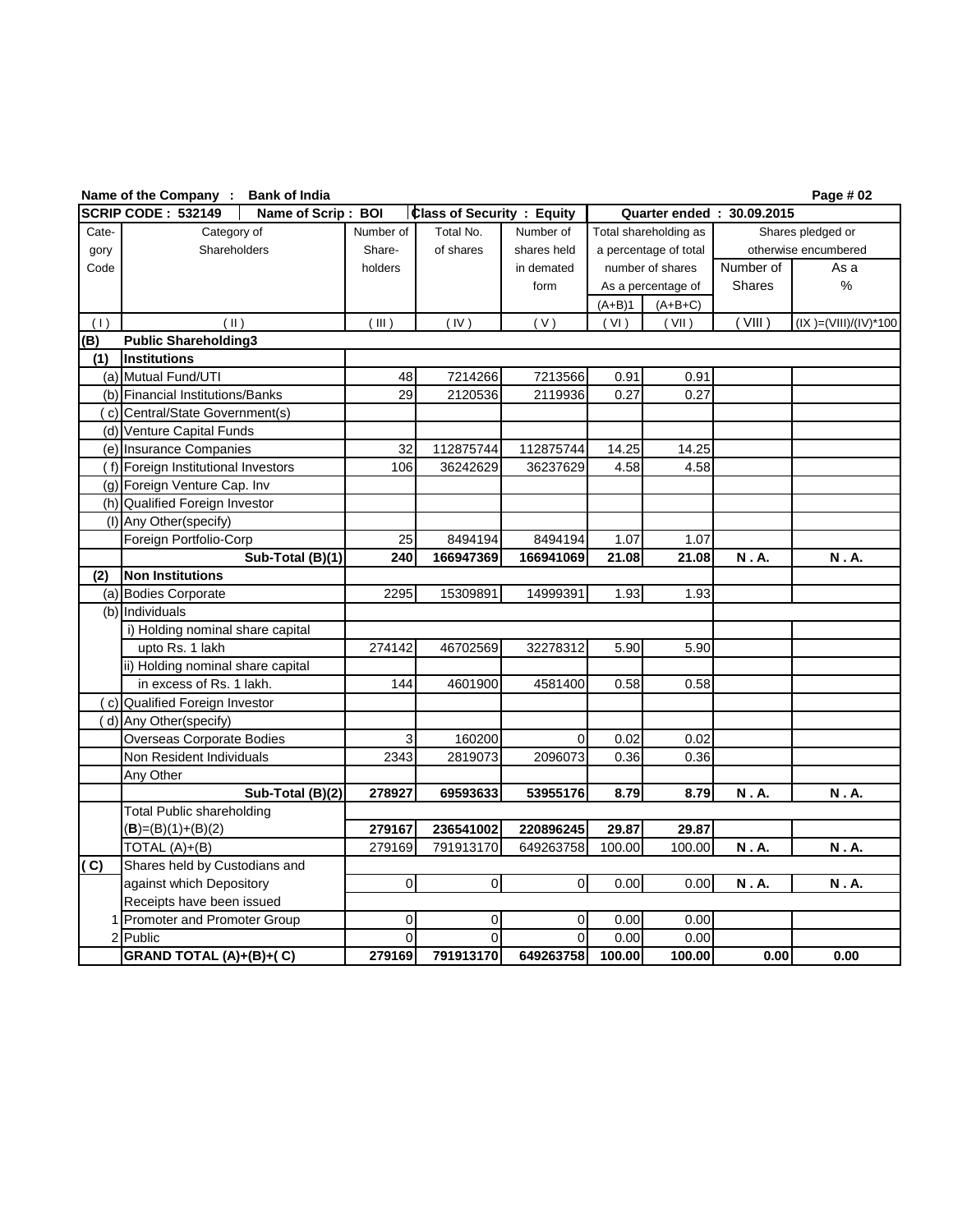**Name of the Company : Bank of India**

| SCRIP CODE : 532149 | Name of Scrip : BOI | Class of Security : Equity | | | Quarter ended : 30.09.2015 | | | |
|---|---|---|---|---|---|---|---|---|
| Cate-gory Code | Category of Shareholders | Number of Share-holders | Total No. of shares | Number of shares held in demated form | Total shareholding as a percentage of total number of shares As a percentage of (A+B)1 | (A+B+C) | Shares pledged or otherwise encumbered Number of Shares | As a % |
| ( I ) | ( II ) | ( III ) | ( IV ) | ( V ) | ( VI ) | ( VII ) | ( VIII ) | (IX )=(VIII)/(IV)*100 |
| **(B)** | **Public Shareholding3** | | | | | | | |
| **(1)** | **Institutions** | | | | | | | |
| (a) | Mutual Fund/UTI | 48 | 7214266 | 7213566 | 0.91 | 0.91 | | |
| (b) | Financial Institutions/Banks | 29 | 2120536 | 2119936 | 0.27 | 0.27 | | |
| ( c) | Central/State Government(s) | | | | | | | |
| (d) | Venture Capital Funds | | | | | | | |
| (e) | Insurance Companies | 32 | 112875744 | 112875744 | 14.25 | 14.25 | | |
| ( f) | Foreign Institutional Investors | 106 | 36242629 | 36237629 | 4.58 | 4.58 | | |
| (g) | Foreign Venture Cap. Inv | | | | | | | |
| (h) | Qualified Foreign Investor | | | | | | | |
| (I) | Any Other(specify) | | | | | | | |
| | Foreign Portfolio-Corp | 25 | 8494194 | 8494194 | 1.07 | 1.07 | | |
| | **Sub-Total (B)(1)** | **240** | **166947369** | **166941069** | **21.08** | **21.08** | **N . A.** | **N . A.** |
| **(2)** | **Non Institutions** | | | | | | | |
| (a) | Bodies Corporate | 2295 | 15309891 | 14999391 | 1.93 | 1.93 | | |
| (b) | Individuals | | | | | | | |
| | i) Holding nominal share capital upto Rs. 1 lakh | 274142 | 46702569 | 32278312 | 5.90 | 5.90 | | |
| | ii) Holding nominal share capital in excess of Rs. 1 lakh. | 144 | 4601900 | 4581400 | 0.58 | 0.58 | | |
| ( c) | Qualified Foreign Investor | | | | | | | |
| ( d) | Any Other(specify) | | | | | | | |
| | Overseas Corporate Bodies | 3 | 160200 | 0 | 0.02 | 0.02 | | |
| | Non Resident Individuals | 2343 | 2819073 | 2096073 | 0.36 | 0.36 | | |
| | Any Other | | | | | | | |
| | **Sub-Total (B)(2)** | **278927** | **69593633** | **53955176** | **8.79** | **8.79** | **N . A.** | **N . A.** |
| | Total Public shareholding (**B**)=(B)(1)+(B)(2) | **279167** | **236541002** | **220896245** | **29.87** | **29.87** | | |
| | TOTAL (A)+(B) | 279169 | 791913170 | 649263758 | 100.00 | 100.00 | **N . A.** | **N . A.** |
| **( C)** | Shares held by Custodians and against which Depository Receipts have been issued | 0 | 0 | 0 | 0.00 | 0.00 | **N . A.** | **N . A.** |
| 1 | Promoter and Promoter Group | 0 | 0 | 0 | 0.00 | 0.00 | | |
| 2 | Public | 0 | 0 | 0 | 0.00 | 0.00 | | |
| | **GRAND TOTAL (A)+(B)+( C)** | **279169** | **791913170** | **649263758** | **100.00** | **100.00** | **0.00** | **0.00** |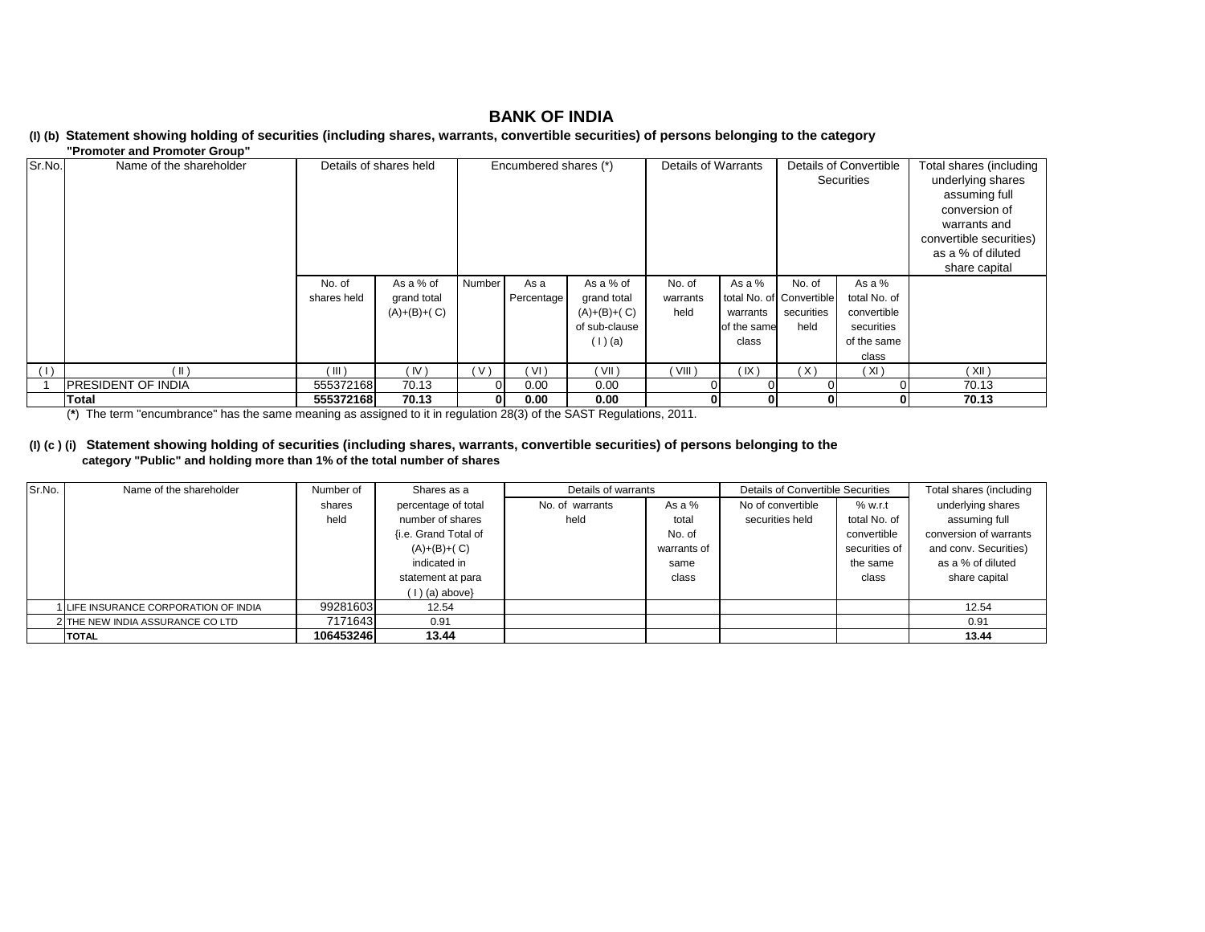# BANK OF INDIA

**(I) (b) Statement showing holding of securities (including shares, warrants, convertible securities) of persons belonging to the category "Promoter and Promoter Group"**

| Sr.No. | Name of the shareholder | Details of shares held | | Encumbered shares (*) | | | Details of Warrants | | Details of Convertible Securities | | Total shares (including underlying shares assuming full conversion of warrants and convertible securities) as a % of diluted share capital |
|---|---|---|---|---|---|---|---|---|---|---|---|
| | | No. of shares held | As a % of grand total (A)+(B)+( C) | Number | As a Percentage | As a % of grand total (A)+(B)+( C) of sub-clause ( I ) (a) | No. of warrants held | As a % total No. of warrants of the same class | No. of Convertible securities held | As a % total No. of convertible securities of the same class | |
| ( I ) | ( II ) | ( III ) | ( IV ) | ( V ) | ( VI ) | ( VII ) | ( VIII ) | ( IX ) | ( X ) | ( XI ) | ( XII ) |
| 1 | PRESIDENT OF INDIA | 555372168 | 70.13 | 0 | 0.00 | 0.00 | 0 | 0 | 0 | 0 | 70.13 |
| | **Total** | **555372168** | **70.13** | **0** | **0.00** | **0.00** | **0** | **0** | **0** | **0** | **70.13** |

(*) The term "encumbrance" has the same meaning as assigned to it in regulation 28(3) of the SAST Regulations, 2011.

**(I) (c ) (i) Statement showing holding of securities (including shares, warrants, convertible securities) of persons belonging to the category "Public" and holding more than 1% of the total number of shares**

| Sr.No. | Name of the shareholder | Number of shares held | Shares as a percentage of total number of shares {i.e. Grand Total of (A)+(B)+( C) indicated in statement at para ( I ) (a) above} | Details of warrants | | Details of Convertible Securities | | Total shares (including underlying shares assuming full conversion of warrants and conv. Securities) as a % of diluted share capital |
|---|---|---|---|---|---|---|---|---|
| | | | | No. of warrants held | As a % total No. of warrants of same class | No of convertible securities held | % w.r.t total No. of convertible securities of the same class | |
| 1 | LIFE INSURANCE CORPORATION OF INDIA | 99281603 | 12.54 | | | | | 12.54 |
| 2 | THE NEW INDIA ASSURANCE CO LTD | 7171643 | 0.91 | | | | | 0.91 |
| | **TOTAL** | **106453246** | **13.44** | | | | | **13.44** |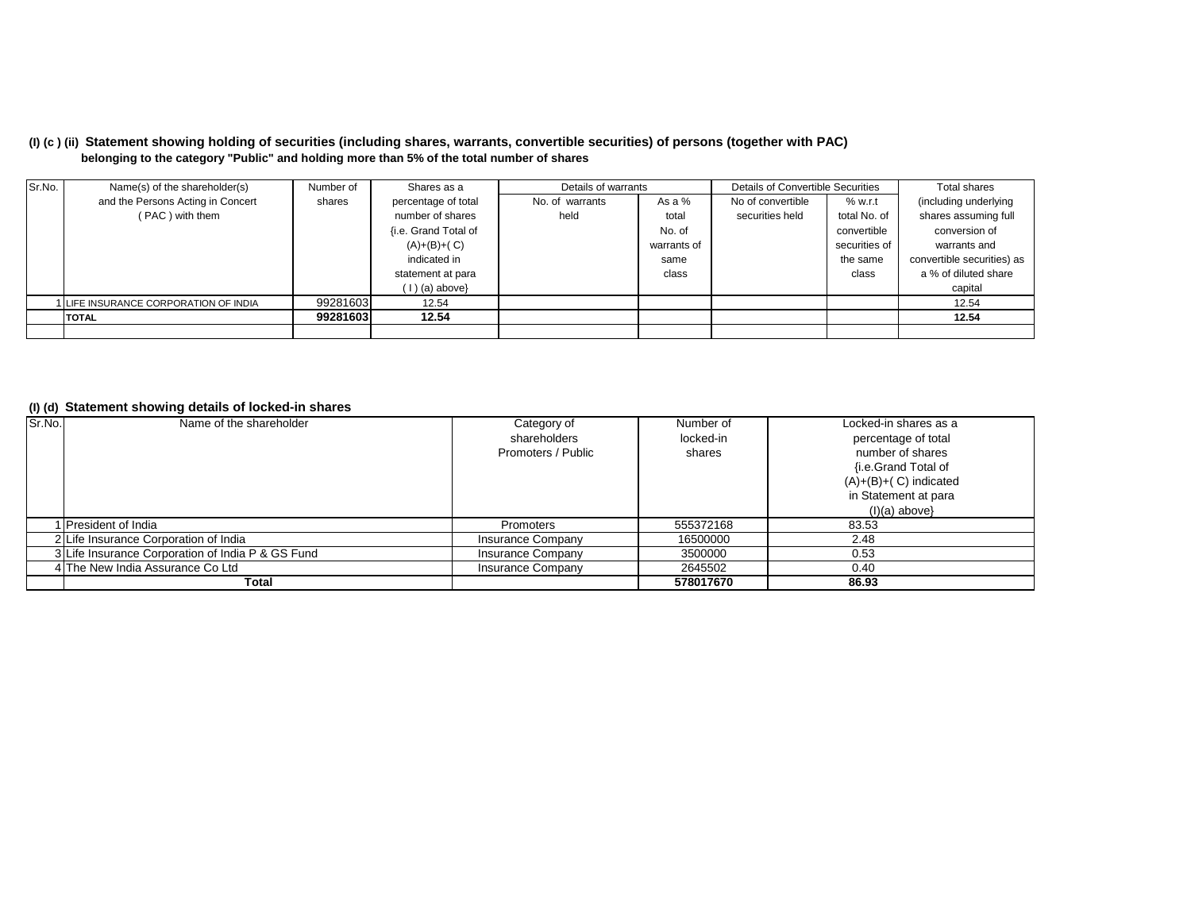**(I) (c ) (ii) Statement showing holding of securities (including shares, warrants, convertible securities) of persons (together with PAC) belonging to the category "Public" and holding more than 5% of the total number of shares**

| Sr.No. | Name(s) of the shareholder(s) and the Persons Acting in Concert ( PAC ) with them | Number of shares | Shares as a percentage of total number of shares {i.e. Grand Total of (A)+(B)+( C) indicated in statement at para ( I ) (a) above} | Details of warrants | | Details of Convertible Securities | | Total shares (including underlying shares assuming full conversion of warrants and convertible securities) as a % of diluted share capital |
|---|---|---|---|---|---|---|---|---|
| | | | | No. of warrants held | As a % total No. of warrants of same class | No of convertible securities held | % w.r.t total No. of convertible securities of the same class | |
| 1 | LIFE INSURANCE CORPORATION OF INDIA | 99281603 | 12.54 | | | | | 12.54 |
| | **TOTAL** | **99281603** | **12.54** | | | | | **12.54** |
| | | | | | | | | |

**(I) (d) Statement showing details of locked-in shares**

| Sr.No. | Name of the shareholder | Category of shareholders Promoters / Public | Number of locked-in shares | Locked-in shares as a percentage of total number of shares {i.e.Grand Total of (A)+(B)+( C) indicated in Statement at para (I)(a) above} |
|---|---|---|---|---|
| 1 | President of India | Promoters | 555372168 | 83.53 |
| 2 | Life Insurance Corporation of India | Insurance Company | 16500000 | 2.48 |
| 3 | Life Insurance Corporation of India P & GS Fund | Insurance Company | 3500000 | 0.53 |
| 4 | The New India Assurance Co Ltd | Insurance Company | 2645502 | 0.40 |
| | **Total** | | **578017670** | **86.93** |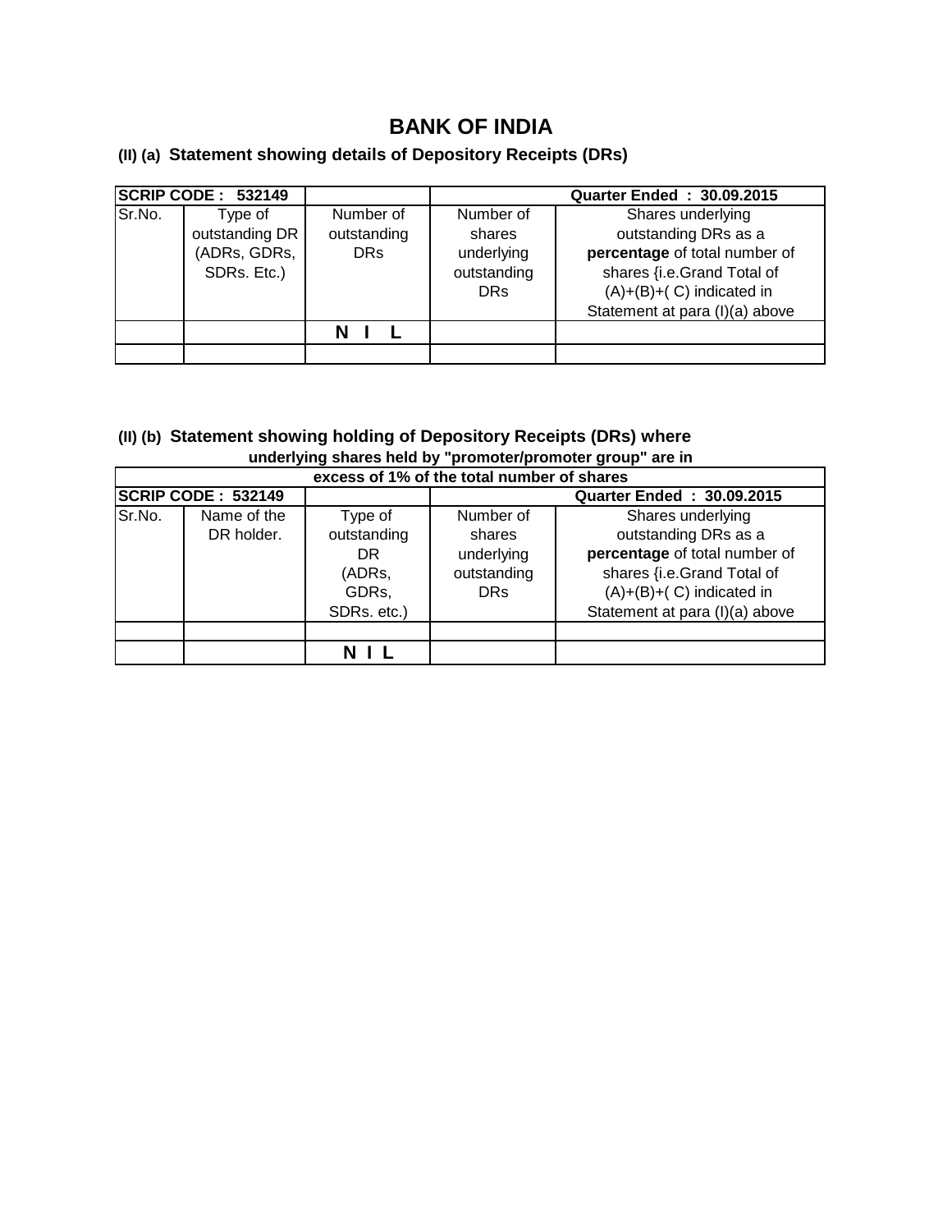# BANK OF INDIA

### (II) (a) Statement showing details of Depository Receipts (DRs)

| **SCRIP CODE : 532149** | | | | **Quarter Ended : 30.09.2015** |
|---|---|---|---|---|
| Sr.No. | Type of outstanding DR (ADRs, GDRs, SDRs. Etc.) | Number of outstanding DRs | Number of shares underlying outstanding DRs | Shares underlying outstanding DRs as a **percentage** of total number of shares {i.e.Grand Total of (A)+(B)+( C) indicated in Statement at para (I)(a) above |
| | | **N I L** | | |
| | | | | |

### (II) (b) Statement showing holding of Depository Receipts (DRs) where underlying shares held by "promoter/promoter group" are in excess of 1% of the total number of shares

| **SCRIP CODE : 532149** | | | | **Quarter Ended : 30.09.2015** |
|---|---|---|---|---|
| Sr.No. | Name of the DR holder. | Type of outstanding DR (ADRs, GDRs, SDRs. etc.) | Number of shares underlying outstanding DRs | Shares underlying outstanding DRs as a **percentage** of total number of shares {i.e.Grand Total of (A)+(B)+( C) indicated in Statement at para (I)(a) above |
| | | | | |
| | | **N I L** | | |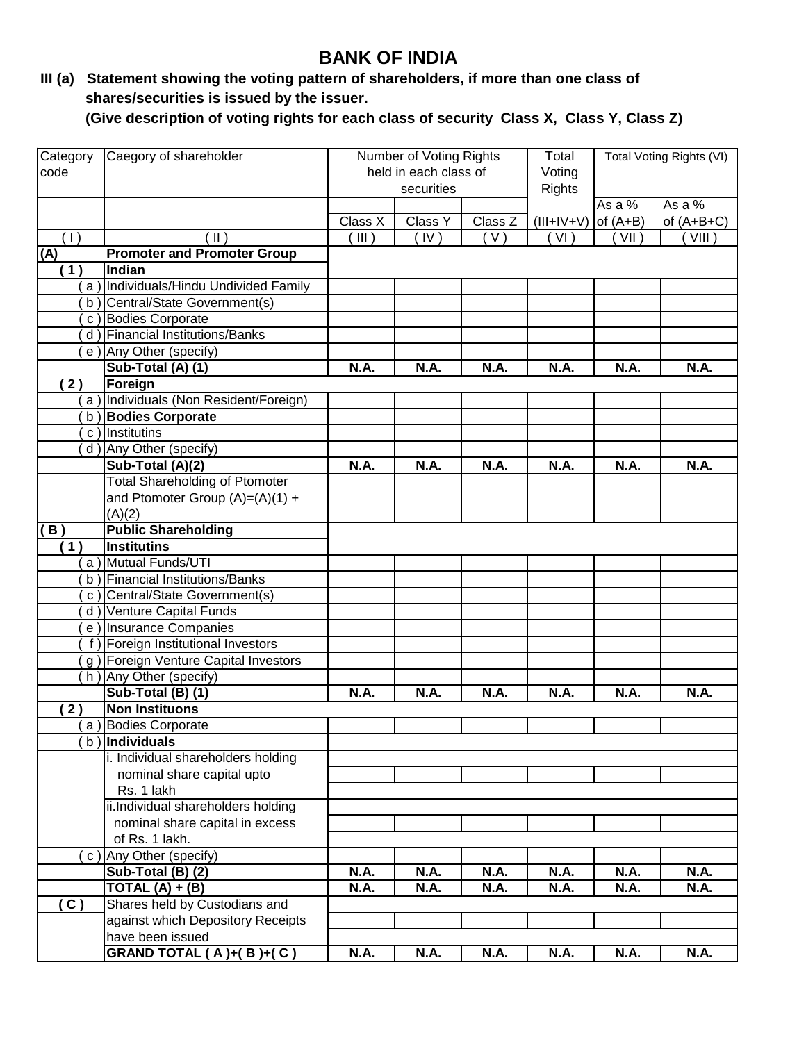# BANK OF INDIA

**III (a) Statement showing the voting pattern of shareholders, if more than one class of shares/securities is issued by the issuer.**

**(Give description of voting rights for each class of security Class X, Class Y, Class Z)**

| Category code | Caegory of shareholder | Number of Voting Rights held in each class of securities | | | Total Voting Rights | Total Voting Rights (VI) | |
|---|---|---|---|---|---|---|---|
| | | Class X | Class Y | Class Z | (III+IV+V) | As a % of (A+B) | As a % of (A+B+C) |
| ( I ) | ( II ) | ( III ) | ( IV ) | ( V ) | ( VI ) | ( VII ) | ( VIII ) |
| **(A)** | **Promoter and Promoter Group** | | | | | | |
| **( 1 )** | **Indian** | | | | | | |
| ( a ) | Individuals/Hindu Undivided Family | | | | | | |
| ( b ) | Central/State Government(s) | | | | | | |
| ( c ) | Bodies Corporate | | | | | | |
| ( d ) | Financial Institutions/Banks | | | | | | |
| ( e ) | Any Other (specify) | | | | | | |
| | **Sub-Total (A) (1)** | **N.A.** | **N.A.** | **N.A.** | **N.A.** | **N.A.** | **N.A.** |
| **( 2 )** | **Foreign** | | | | | | |
| ( a ) | Individuals (Non Resident/Foreign) | | | | | | |
| ( b ) | **Bodies Corporate** | | | | | | |
| ( c ) | Institutins | | | | | | |
| ( d ) | Any Other (specify) | | | | | | |
| | **Sub-Total (A)(2)** | **N.A.** | **N.A.** | **N.A.** | **N.A.** | **N.A.** | **N.A.** |
| | Total Shareholding of Ptomoter and Ptomoter Group (A)=(A)(1) + (A)(2) | | | | | | |
| **( B )** | **Public Shareholding** | | | | | | |
| **( 1 )** | **Institutins** | | | | | | |
| ( a ) | Mutual Funds/UTI | | | | | | |
| ( b ) | Financial Institutions/Banks | | | | | | |
| ( c ) | Central/State Government(s) | | | | | | |
| ( d ) | Venture Capital Funds | | | | | | |
| ( e ) | Insurance Companies | | | | | | |
| ( f ) | Foreign Institutional Investors | | | | | | |
| ( g ) | Foreign Venture Capital Investors | | | | | | |
| ( h ) | Any Other (specify) | | | | | | |
| | **Sub-Total (B) (1)** | **N.A.** | **N.A.** | **N.A.** | **N.A.** | **N.A.** | **N.A.** |
| **( 2 )** | **Non Instituons** | | | | | | |
| ( a ) | Bodies Corporate | | | | | | |
| ( b ) | **Individuals** | | | | | | |
| | i. Individual shareholders holding nominal share capital upto Rs. 1 lakh | | | | | | |
| | ii.Individual shareholders holding nominal share capital in excess of Rs. 1 lakh. | | | | | | |
| ( c ) | Any Other (specify) | | | | | | |
| | **Sub-Total (B) (2)** | **N.A.** | **N.A.** | **N.A.** | **N.A.** | **N.A.** | **N.A.** |
| | **TOTAL (A) + (B)** | **N.A.** | **N.A.** | **N.A.** | **N.A.** | **N.A.** | **N.A.** |
| **( C )** | Shares held by Custodians and against which Depository Receipts have been issued | | | | | | |
| | **GRAND TOTAL ( A )+( B )+( C )** | **N.A.** | **N.A.** | **N.A.** | **N.A.** | **N.A.** | **N.A.** |